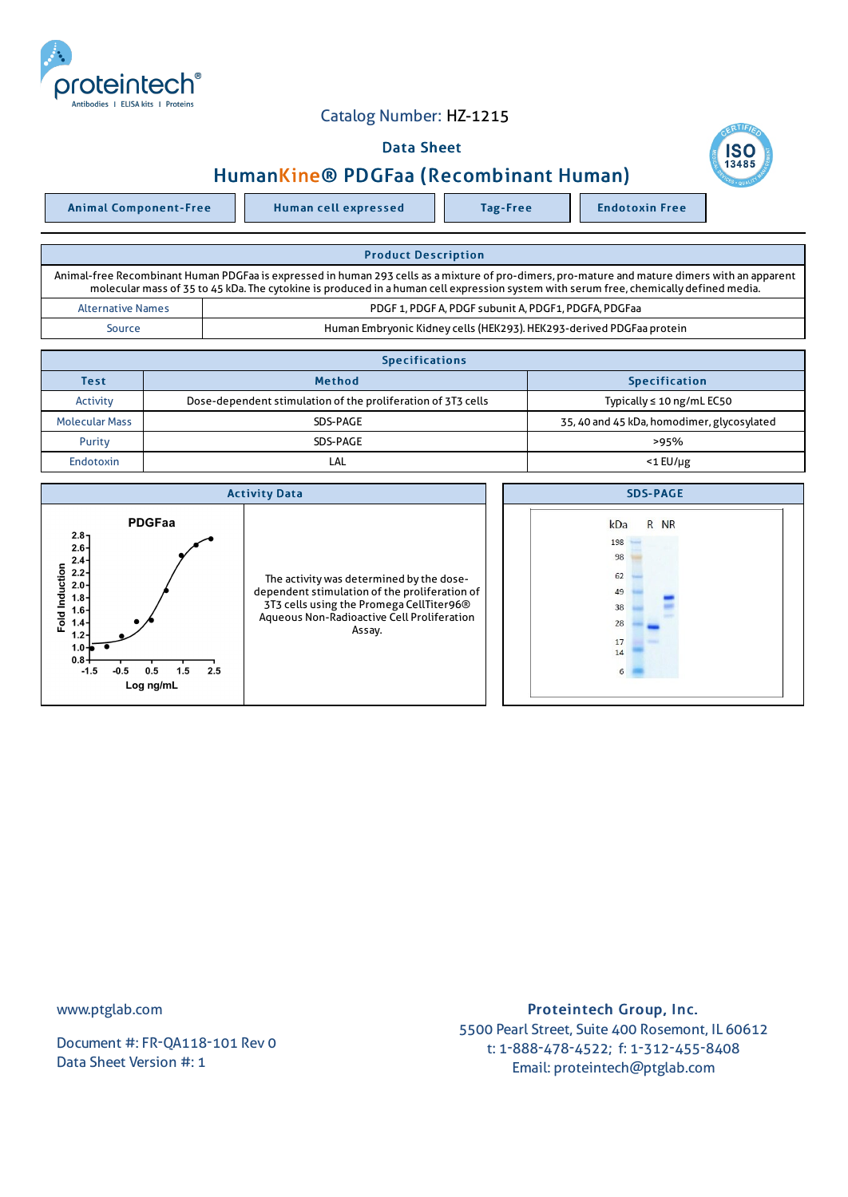Catalog Number: HZ-1215

Data Sheet

# HumanKine® PDGFaa (Recombinant Human)

| Animal Component-Free | Human cell expressed | Tag-Free | Endotoxin Free |
|---|---|---|---|

## Product Description

Animal-free Recombinant Human PDGFaa is expressed in human 293 cells as a mixture of pro-dimers, pro-mature and mature dimers with an apparent molecular mass of 35 to 45 kDa. The cytokine is produced in a human cell expression system with serum free, chemically defined media.

| | |
|---|---|
| Alternative Names | PDGF 1, PDGF A, PDGF subunit A, PDGF1, PDGFA, PDGFaa |
| Source | Human Embryonic Kidney cells (HEK293). HEK293-derived PDGFaa protein |

## Specifications

| Test | Method | Specification |
|---|---|---|
| Activity | Dose-dependent stimulation of the proliferation of 3T3 cells | Typically ≤ 10 ng/mL EC50 |
| Molecular Mass | SDS-PAGE | 35, 40 and 45 kDa, homodimer, glycosylated |
| Purity | SDS-PAGE | >95% |
| Endotoxin | LAL | <1 EU/μg |

## Activity Data

The activity was determined by the dose-dependent stimulation of the proliferation of 3T3 cells using the Promega CellTiter96® Aqueous Non-Radioactive Cell Proliferation Assay.

## SDS-PAGE

www.ptglab.com

Document #: FR-QA118-101 Rev 0
Data Sheet Version #: 1

**Proteintech Group, Inc.**
5500 Pearl Street, Suite 400 Rosemont, IL 60612
t: 1-888-478-4522; f: 1-312-455-8408
Email: proteintech@ptglab.com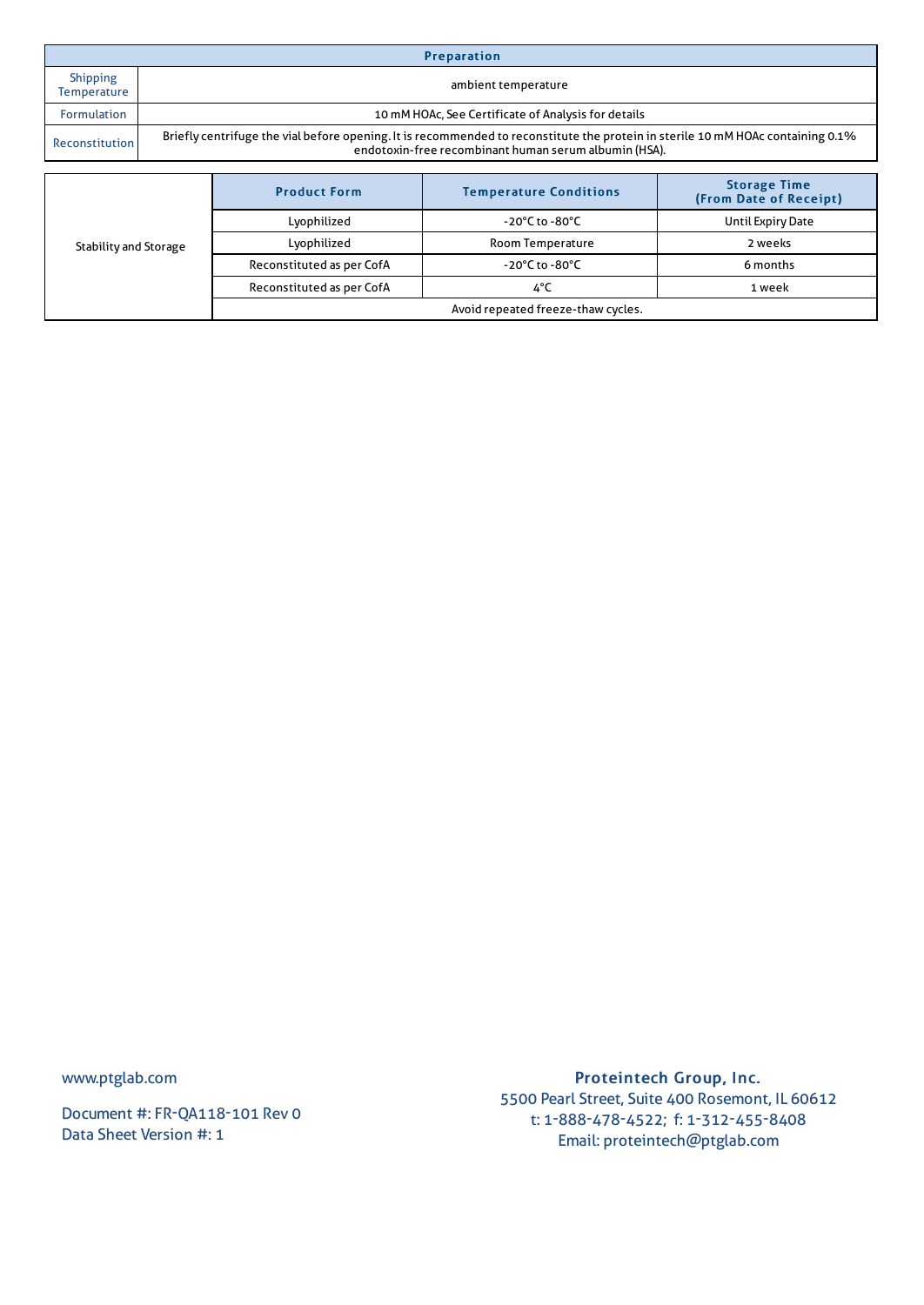| Preparation | |
|---|---|
| Shipping Temperature | ambient temperature |
| Formulation | 10 mM HOAc, See Certificate of Analysis for details |
| Reconstitution | Briefly centrifuge the vial before opening. It is recommended to reconstitute the protein in sterile 10 mM HOAc containing 0.1% endotoxin-free recombinant human serum albumin (HSA). |

| Stability and Storage | Product Form | Temperature Conditions | Storage Time (From Date of Receipt) |
|---|---|---|---|
| | Lyophilized | -20°C to -80°C | Until Expiry Date |
| | Lyophilized | Room Temperature | 2 weeks |
| | Reconstituted as per CofA | -20°C to -80°C | 6 months |
| | Reconstituted as per CofA | 4°C | 1 week |
| | Avoid repeated freeze-thaw cycles. | | |

www.ptglab.com

Document #: FR-QA118-101 Rev 0
Data Sheet Version #: 1

**Proteintech Group, Inc.**
5500 Pearl Street, Suite 400 Rosemont, IL 60612
t: 1-888-478-4522; f: 1-312-455-8408
Email: proteintech@ptglab.com